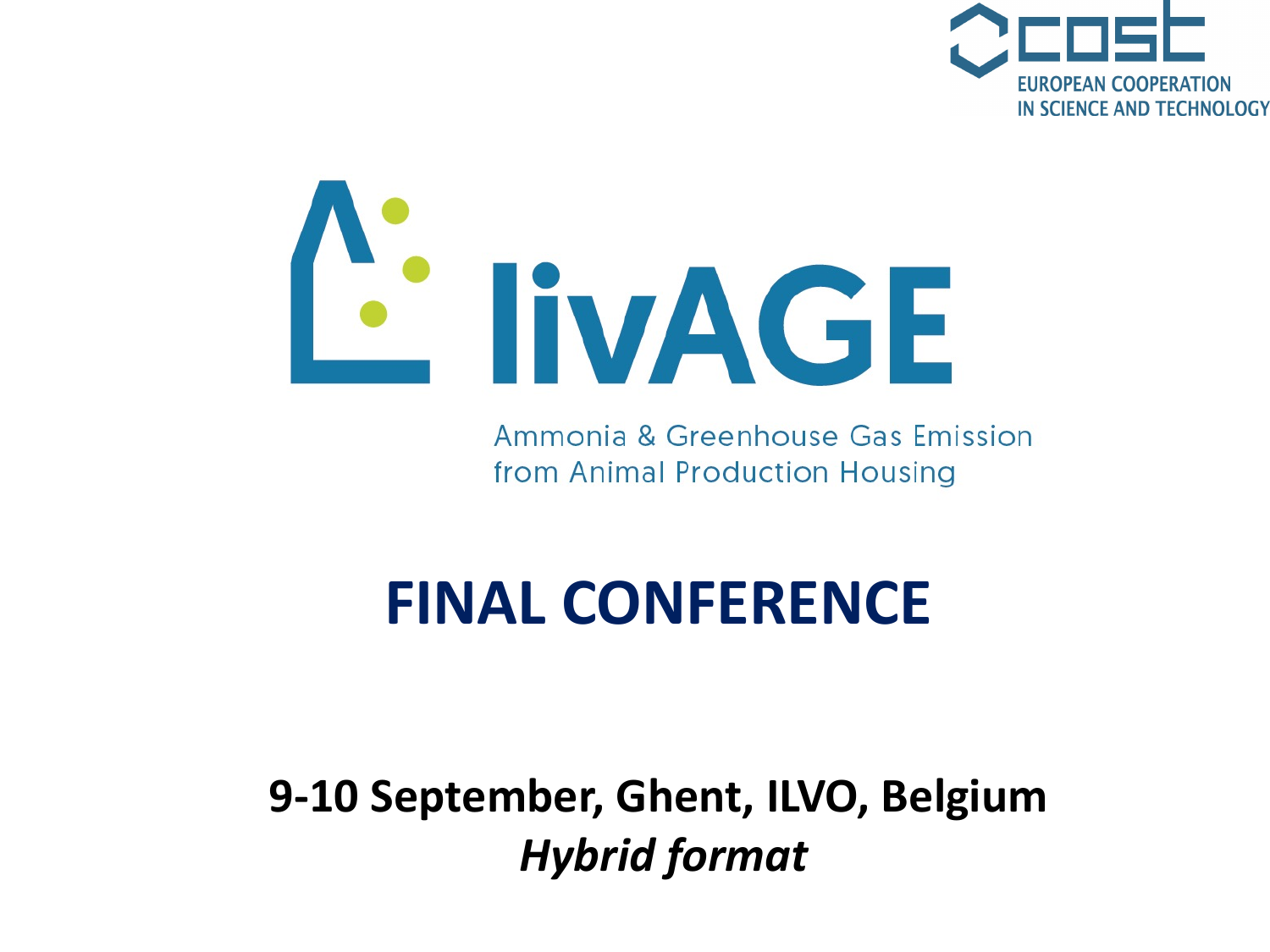COST

EUROPEAN COOPERATION IN SCIENCE AND TECHNOLOGY

# livAGE

Ammonia & Greenhouse Gas Emission from Animal Production Housing

# FINAL CONFERENCE

**9-10 September, Ghent, ILVO, Belgium**

***Hybrid format***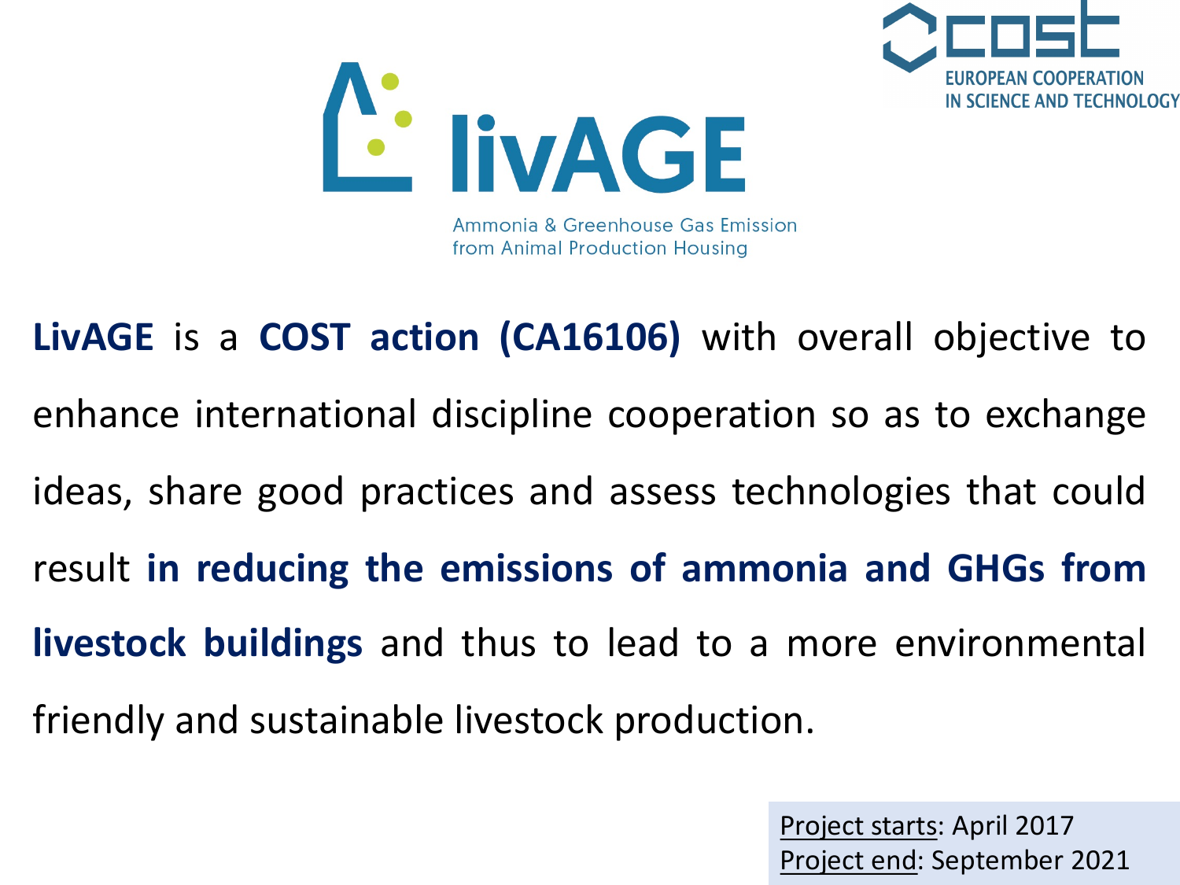# livAGE

Ammonia & Greenhouse Gas Emission from Animal Production Housing

COST
EUROPEAN COOPERATION IN SCIENCE AND TECHNOLOGY

**LivAGE** is a **COST action (CA16106)** with overall objective to enhance international discipline cooperation so as to exchange ideas, share good practices and assess technologies that could result **in reducing the emissions of ammonia and GHGs from livestock buildings** and thus to lead to a more environmental friendly and sustainable livestock production.

Project starts: April 2017
Project end: September 2021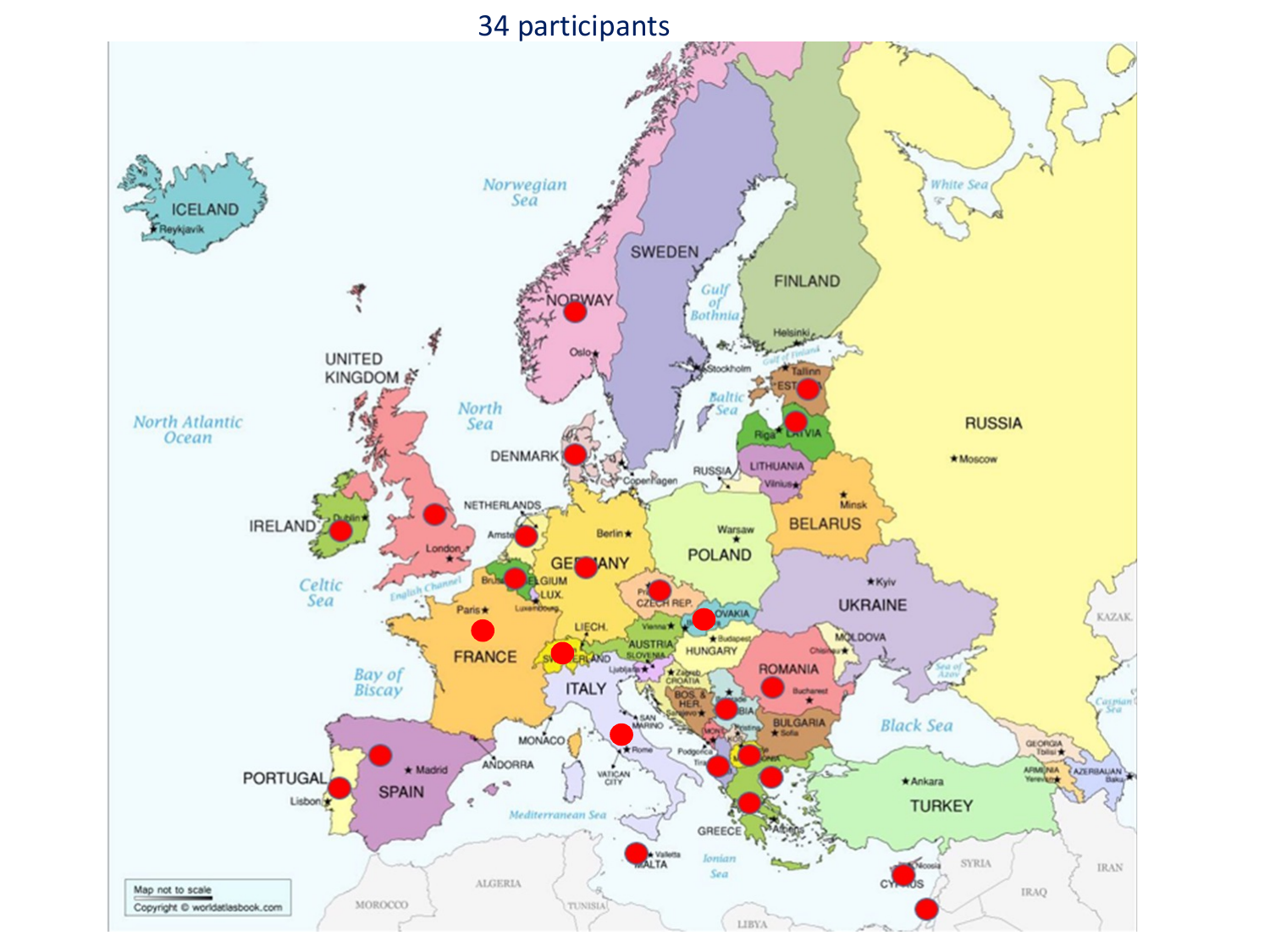34 participants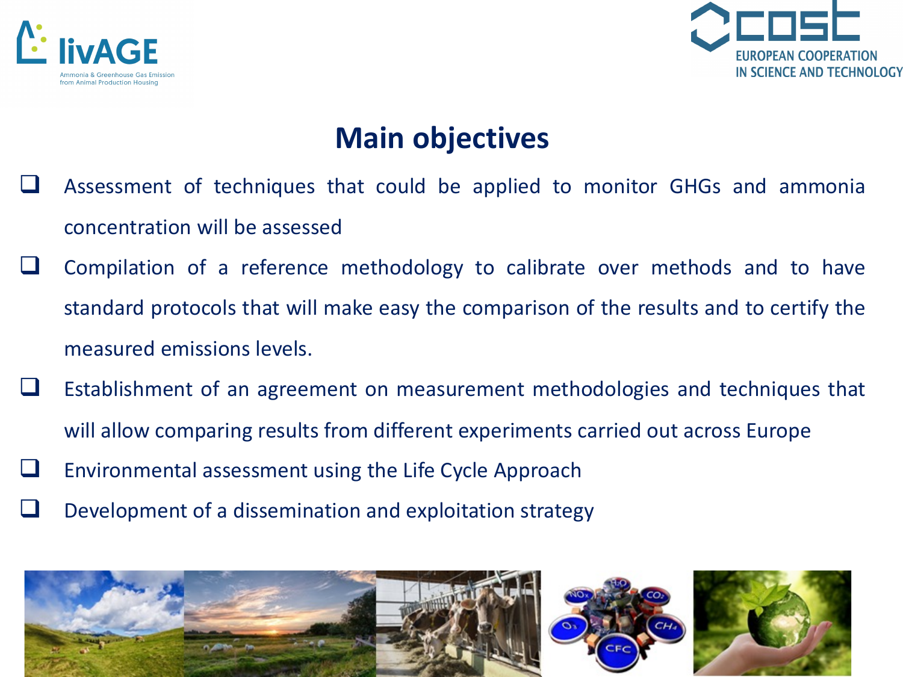# Main objectives

- Assessment of techniques that could be applied to monitor GHGs and ammonia concentration will be assessed
- Compilation of a reference methodology to calibrate over methods and to have standard protocols that will make easy the comparison of the results and to certify the measured emissions levels.
- Establishment of an agreement on measurement methodologies and techniques that will allow comparing results from different experiments carried out across Europe
- Environmental assessment using the Life Cycle Approach
- Development of a dissemination and exploitation strategy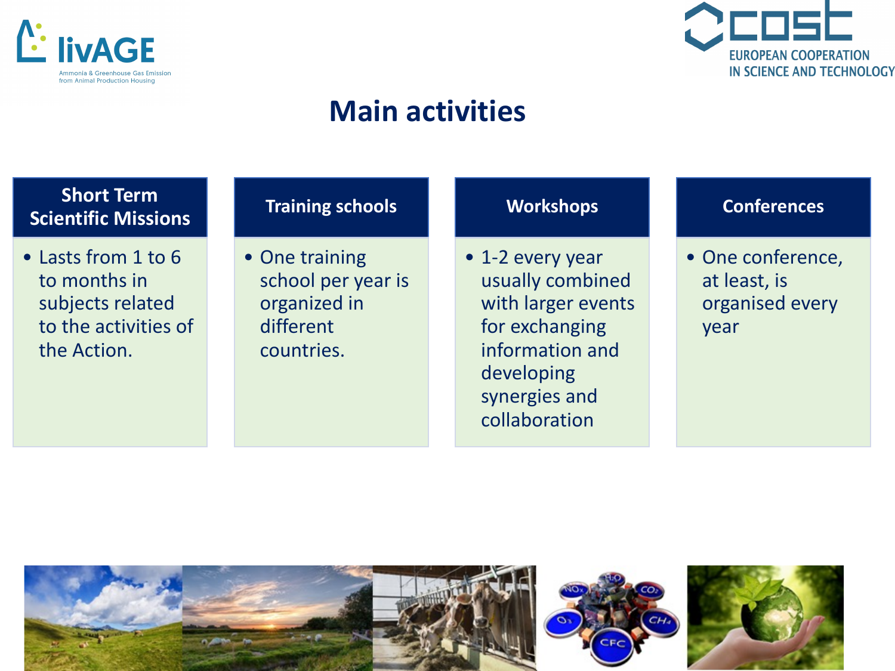# Main activities

| Short Term Scientific Missions | Training schools | Workshops | Conferences |
| --- | --- | --- | --- |
| • Lasts from 1 to 6 to months in subjects related to the activities of the Action. | • One training school per year is organized in different countries. | • 1-2 every year usually combined with larger events for exchanging information and developing synergies and collaboration | • One conference, at least, is organised every year |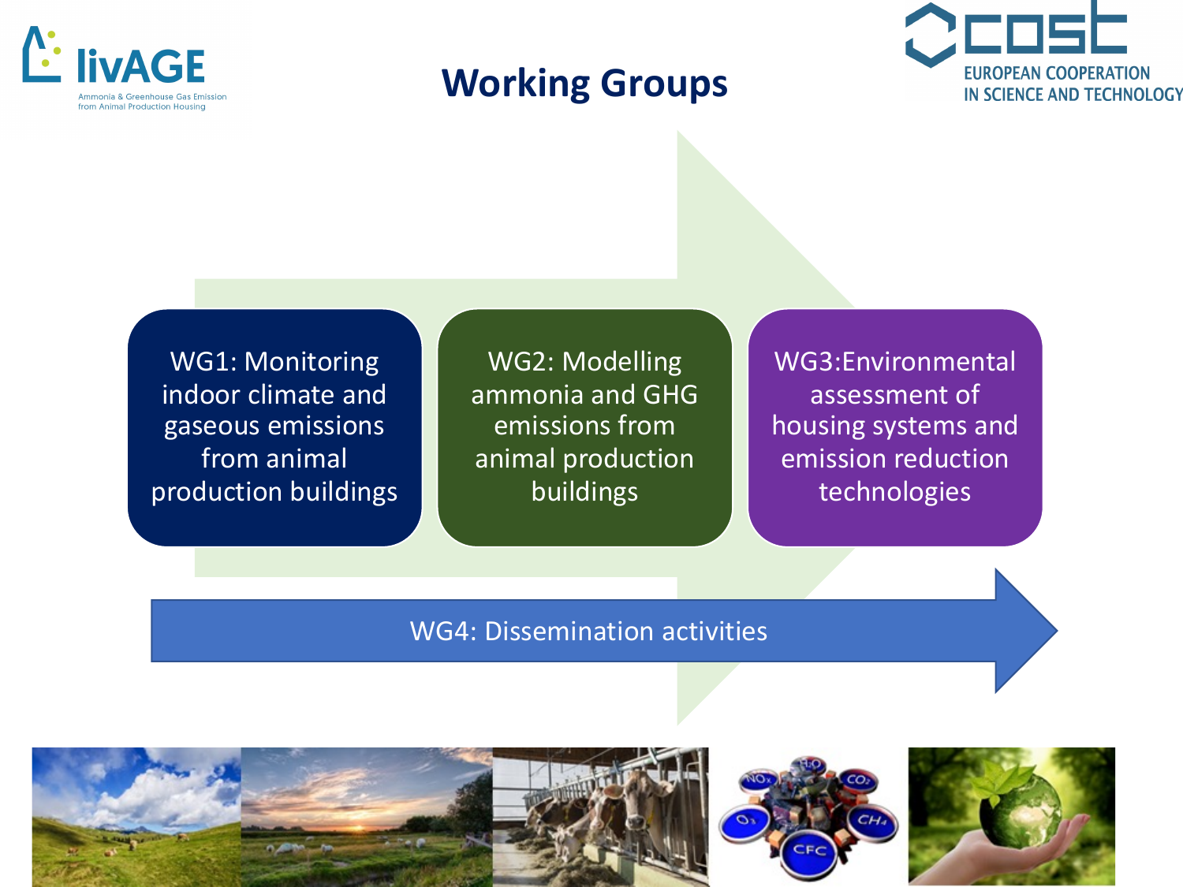# Working Groups

WG1: Monitoring indoor climate and gaseous emissions from animal production buildings

WG2: Modelling ammonia and GHG emissions from animal production buildings

WG3:Environmental assessment of housing systems and emission reduction technologies

WG4: Dissemination activities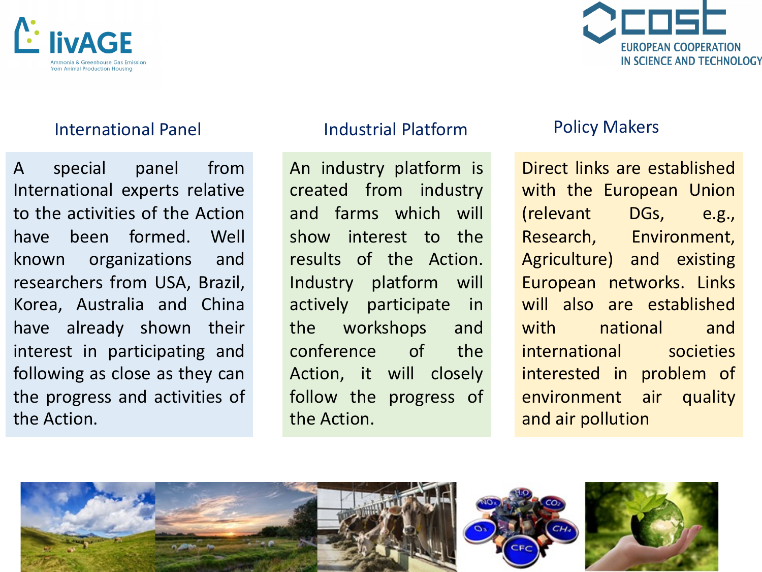## International Panel

A special panel from International experts relative to the activities of the Action have been formed. Well known organizations and researchers from USA, Brazil, Korea, Australia and China have already shown their interest in participating and following as close as they can the progress and activities of the Action.

## Industrial Platform

An industry platform is created from industry and farms which will show interest to the results of the Action. Industry platform will actively participate in the workshops and conference of the Action, it will closely follow the progress of the Action.

## Policy Makers

Direct links are established with the European Union (relevant DGs, e.g., Research, Environment, Agriculture) and existing European networks. Links will also are established with national and international societies interested in problem of environment air quality and air pollution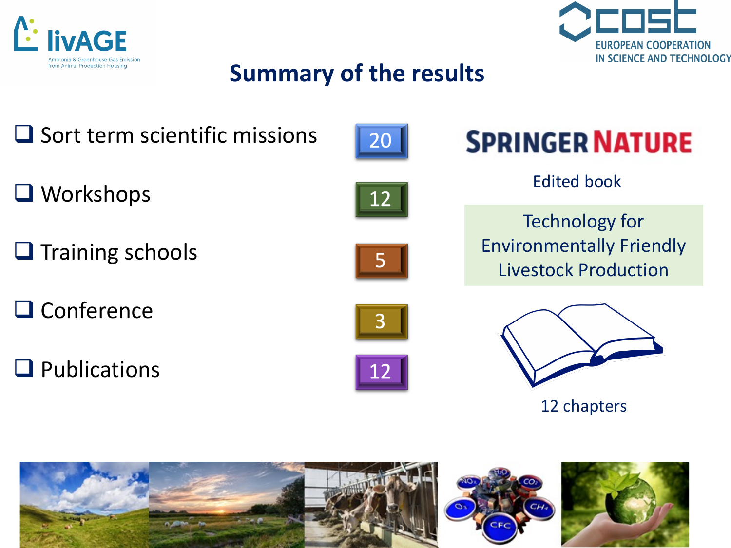## Summary of the results

- Sort term scientific missions — 20
- Workshops — 12
- Training schools — 5
- Conference — 3
- Publications — 12

SPRINGER NATURE

Edited book

Technology for Environmentally Friendly Livestock Production

12 chapters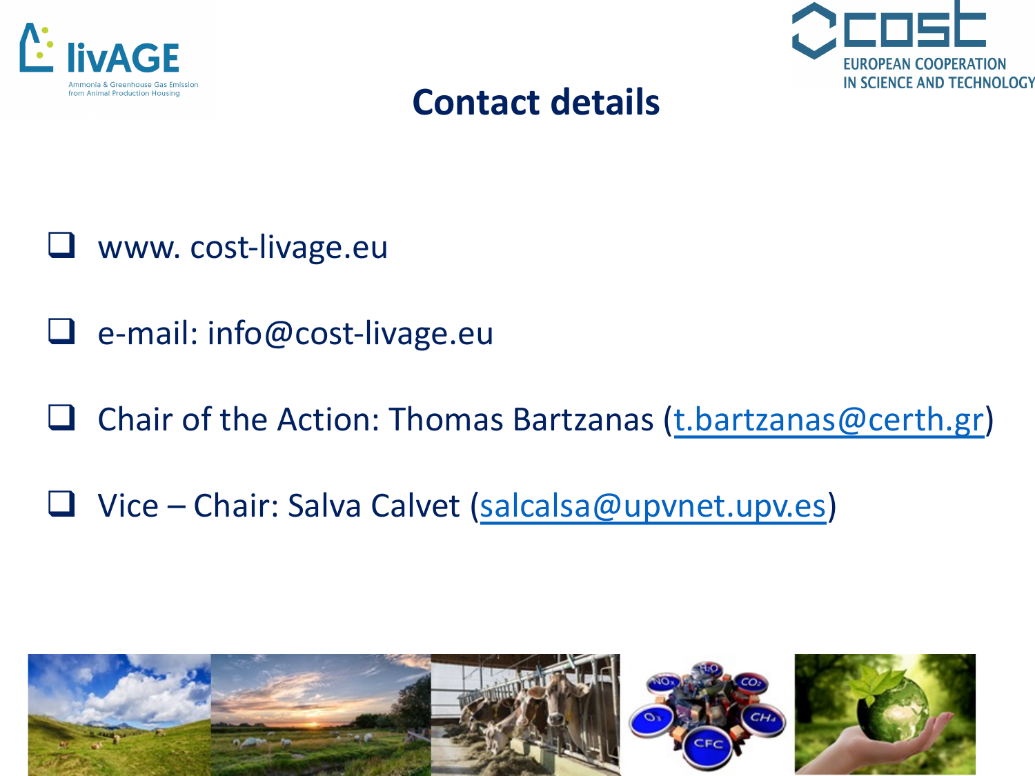# Contact details

- www. cost-livage.eu
- e-mail: info@cost-livage.eu
- Chair of the Action: Thomas Bartzanas (t.bartzanas@certh.gr)
- Vice – Chair: Salva Calvet (salcalsa@upvnet.upv.es)